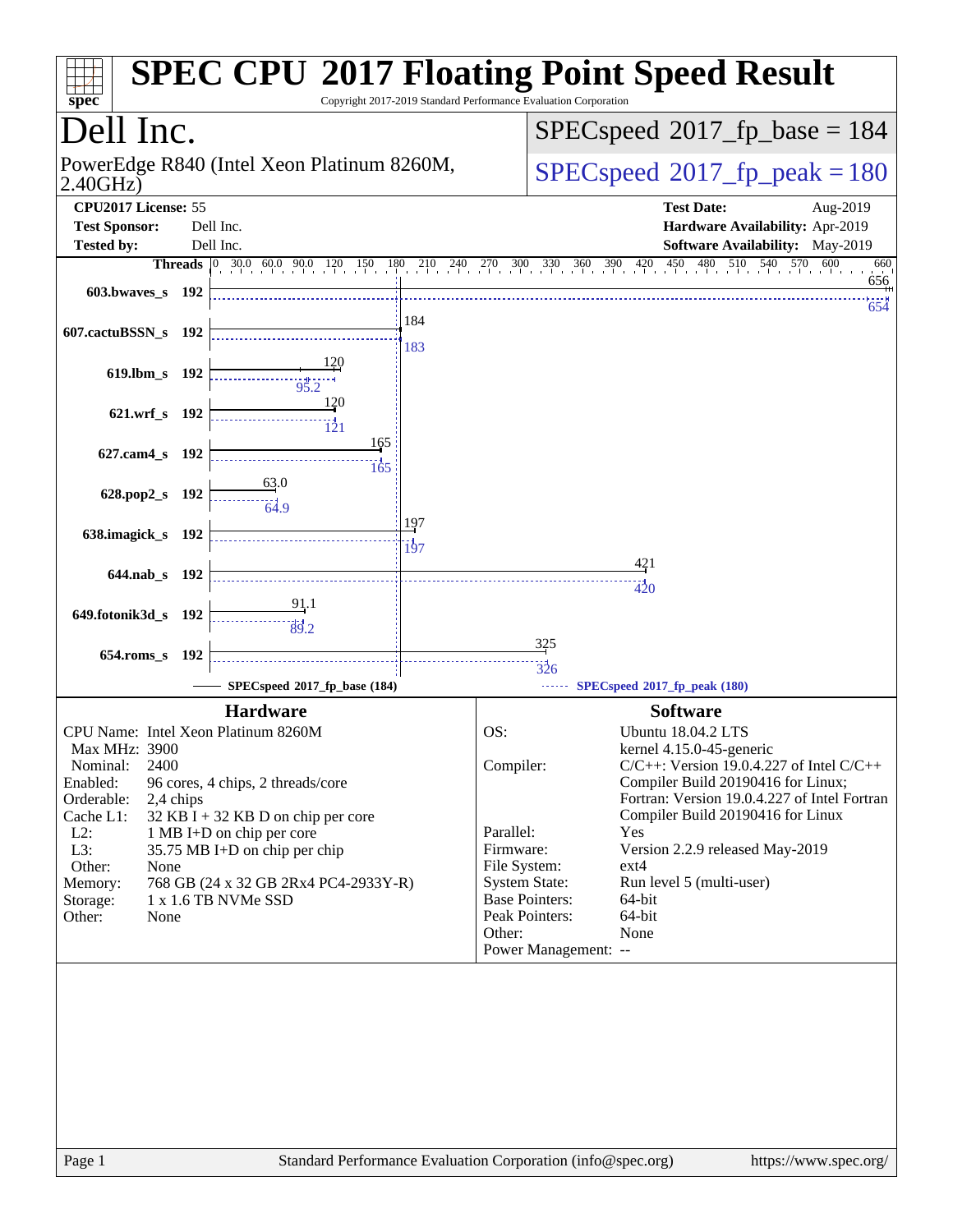# SPEC CPU 2017 Floating Point Speed Result

Copyright 2017-2019 Standard Performance Evaluation Corporation

## Dell Inc.

PowerEdge R840 (Intel Xeon Platinum 8260M, 2.40GHz)

SPECspeed 2017_fp_base = 184

SPECspeed 2017_fp_peak = 180

| | | | |
|---|---|---|---|
| **CPU2017 License:** | 55 | **Test Date:** | Aug-2019 |
| **Test Sponsor:** | Dell Inc. | **Hardware Availability:** | Apr-2019 |
| **Tested by:** | Dell Inc. | **Software Availability:** | May-2019 |

| Benchmark | Threads | Base | Peak |
|---|---|---|---|
| 603.bwaves_s | 192 | 656 | 654 |
| 607.cactuBSSN_s | 192 | 184 | 183 |
| 619.lbm_s | 192 | 120 | 95.2 |
| 621.wrf_s | 192 | 120 | 121 |
| 627.cam4_s | 192 | 165 | 165 |
| 628.pop2_s | 192 | 63.0 | 64.9 |
| 638.imagick_s | 192 | 197 | 197 |
| 644.nab_s | 192 | 421 | 420 |
| 649.fotonik3d_s | 192 | 91.1 | 89.2 |
| 654.roms_s | 192 | 325 | 326 |

SPECspeed 2017_fp_base (184) — SPECspeed 2017_fp_peak (180)

### Hardware

| | |
|---|---|
| CPU Name: | Intel Xeon Platinum 8260M |
| Max MHz: | 3900 |
| Nominal: | 2400 |
| Enabled: | 96 cores, 4 chips, 2 threads/core |
| Orderable: | 2,4 chips |
| Cache L1: | 32 KB I + 32 KB D on chip per core |
| L2: | 1 MB I+D on chip per core |
| L3: | 35.75 MB I+D on chip per chip |
| Other: | None |
| Memory: | 768 GB (24 x 32 GB 2Rx4 PC4-2933Y-R) |
| Storage: | 1 x 1.6 TB NVMe SSD |
| Other: | None |

### Software

| | |
|---|---|
| OS: | Ubuntu 18.04.2 LTS<br>kernel 4.15.0-45-generic |
| Compiler: | C/C++: Version 19.0.4.227 of Intel C/C++ Compiler Build 20190416 for Linux;<br>Fortran: Version 19.0.4.227 of Intel Fortran Compiler Build 20190416 for Linux |
| Parallel: | Yes |
| Firmware: | Version 2.2.9 released May-2019 |
| File System: | ext4 |
| System State: | Run level 5 (multi-user) |
| Base Pointers: | 64-bit |
| Peak Pointers: | 64-bit |
| Other: | None |
| Power Management: | -- |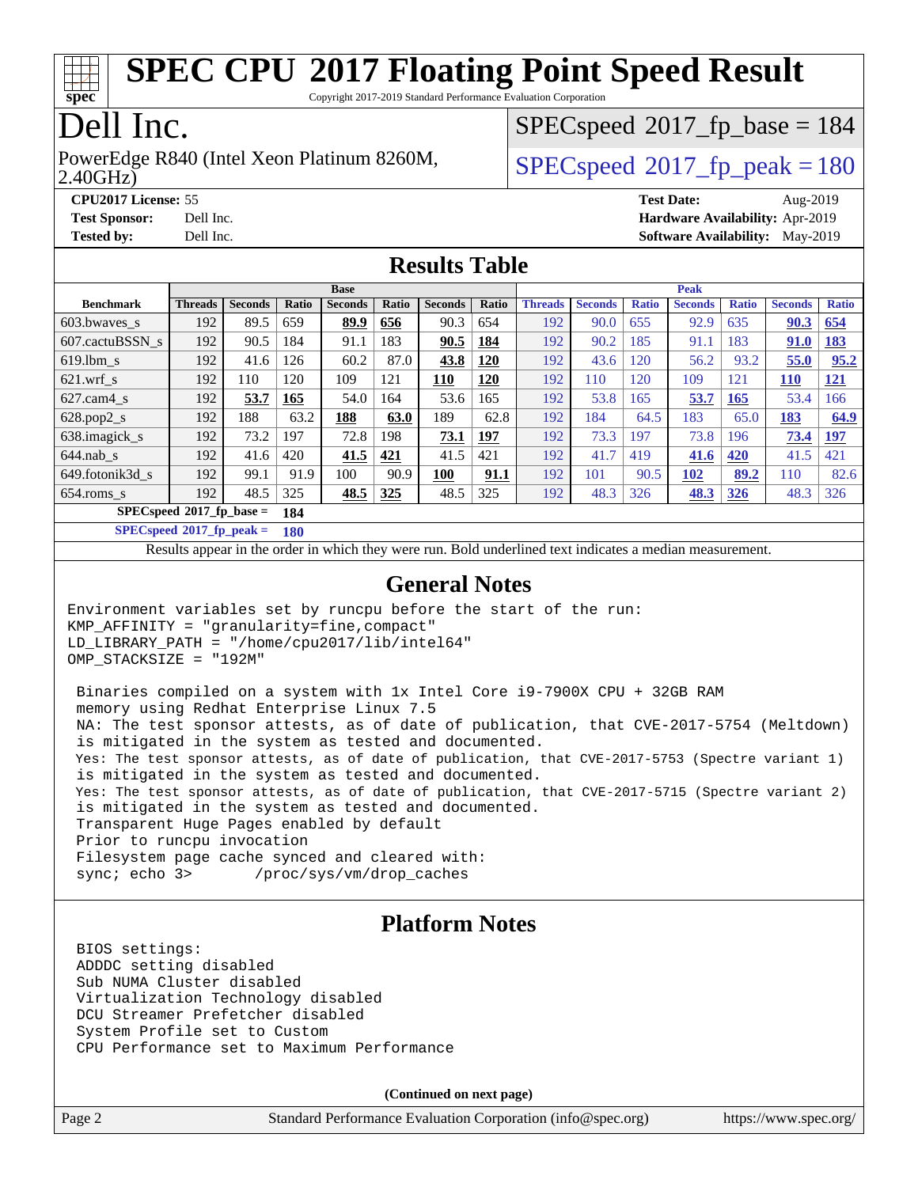# SPEC CPU 2017 Floating Point Speed Result

Copyright 2017-2019 Standard Performance Evaluation Corporation

# Dell Inc.

PowerEdge R840 (Intel Xeon Platinum 8260M, 2.40GHz)

SPECspeed 2017_fp_base = 184

SPECspeed 2017_fp_peak = 180

**CPU2017 License:** 55
**Test Sponsor:** Dell Inc.
**Tested by:** Dell Inc.

**Test Date:** Aug-2019
**Hardware Availability:** Apr-2019
**Software Availability:** May-2019

## Results Table

| Benchmark | Base | | | | | | | Peak | | | | | | |
|---|---|---|---|---|---|---|---|---|---|---|---|---|---|---|
| | Threads | Seconds | Ratio | Seconds | Ratio | Seconds | Ratio | Threads | Seconds | Ratio | Seconds | Ratio | Seconds | Ratio |
| 603.bwaves_s | 192 | 89.5 | 659 | **89.9** | **656** | 90.3 | 654 | 192 | 90.0 | 655 | 92.9 | 635 | **90.3** | **654** |
| 607.cactuBSSN_s | 192 | 90.5 | 184 | 91.1 | 183 | **90.5** | **184** | 192 | 90.2 | 185 | 91.1 | 183 | **91.0** | **183** |
| 619.lbm_s | 192 | 41.6 | 126 | 60.2 | 87.0 | **43.8** | **120** | 192 | 43.6 | 120 | 56.2 | 93.2 | **55.0** | **95.2** |
| 621.wrf_s | 192 | 110 | 120 | 109 | 121 | **110** | **120** | 192 | 110 | 120 | 109 | 121 | **110** | **121** |
| 627.cam4_s | 192 | **53.7** | **165** | 54.0 | 164 | 53.6 | 165 | 192 | 53.8 | 165 | **53.7** | **165** | 53.4 | 166 |
| 628.pop2_s | 192 | 188 | 63.2 | **188** | **63.0** | 189 | 62.8 | 192 | 184 | 64.5 | 183 | 65.0 | **183** | **64.9** |
| 638.imagick_s | 192 | 73.2 | 197 | 72.8 | 198 | **73.1** | **197** | 192 | 73.3 | 197 | 73.8 | 196 | **73.4** | **197** |
| 644.nab_s | 192 | 41.6 | 420 | **41.5** | **421** | 41.5 | 421 | 192 | 41.7 | 419 | **41.6** | **420** | 41.5 | 421 |
| 649.fotonik3d_s | 192 | 99.1 | 91.9 | 100 | 90.9 | **100** | **91.1** | 192 | 101 | 90.5 | **102** | **89.2** | 110 | 82.6 |
| 654.roms_s | 192 | 48.5 | 325 | **48.5** | **325** | 48.5 | 325 | 192 | 48.3 | 326 | **48.3** | **326** | 48.3 | 326 |

**SPECspeed 2017_fp_base = 184**

**SPECspeed 2017_fp_peak = 180**

Results appear in the order in which they were run. Bold underlined text indicates a median measurement.

## General Notes

```
Environment variables set by runcpu before the start of the run:
KMP_AFFINITY = "granularity=fine,compact"
LD_LIBRARY_PATH = "/home/cpu2017/lib/intel64"
OMP_STACKSIZE = "192M"

 Binaries compiled on a system with 1x Intel Core i9-7900X CPU + 32GB RAM
 memory using Redhat Enterprise Linux 7.5
 NA: The test sponsor attests, as of date of publication, that CVE-2017-5754 (Meltdown)
 is mitigated in the system as tested and documented.
 Yes: The test sponsor attests, as of date of publication, that CVE-2017-5753 (Spectre variant 1)
 is mitigated in the system as tested and documented.
 Yes: The test sponsor attests, as of date of publication, that CVE-2017-5715 (Spectre variant 2)
 is mitigated in the system as tested and documented.
 Transparent Huge Pages enabled by default
 Prior to runcpu invocation
 Filesystem page cache synced and cleared with:
 sync; echo 3>       /proc/sys/vm/drop_caches
```

## Platform Notes

```
 BIOS settings:
 ADDDC setting disabled
 Sub NUMA Cluster disabled
 Virtualization Technology disabled
 DCU Streamer Prefetcher disabled
 System Profile set to Custom
 CPU Performance set to Maximum Performance
```

**(Continued on next page)**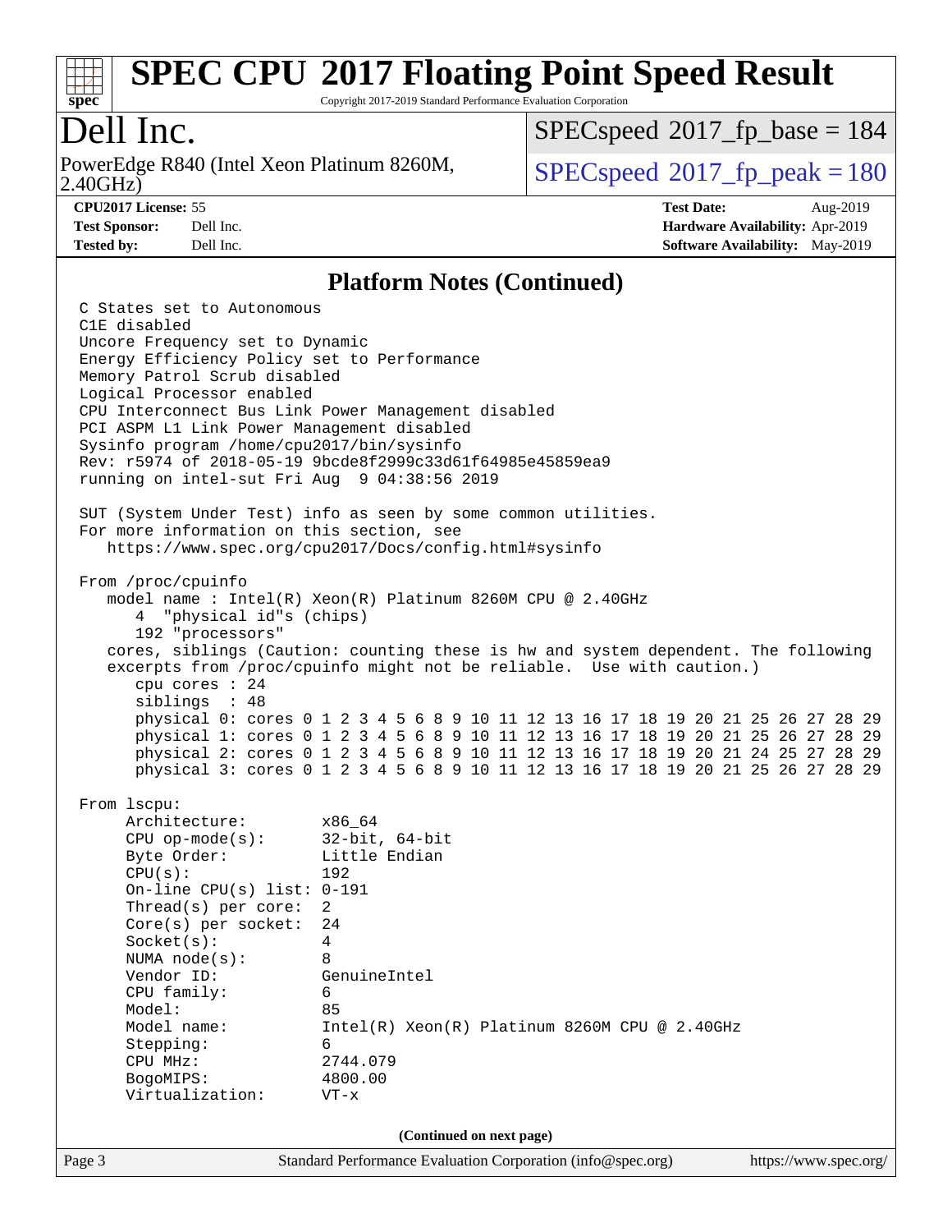## Platform Notes (Continued)

```
C States set to Autonomous
C1E disabled
Uncore Frequency set to Dynamic
Energy Efficiency Policy set to Performance
Memory Patrol Scrub disabled
Logical Processor enabled
CPU Interconnect Bus Link Power Management disabled
PCI ASPM L1 Link Power Management disabled
Sysinfo program /home/cpu2017/bin/sysinfo
Rev: r5974 of 2018-05-19 9bcde8f2999c33d61f64985e45859ea9
running on intel-sut Fri Aug  9 04:38:56 2019

SUT (System Under Test) info as seen by some common utilities.
For more information on this section, see
   https://www.spec.org/cpu2017/Docs/config.html#sysinfo

From /proc/cpuinfo
   model name : Intel(R) Xeon(R) Platinum 8260M CPU @ 2.40GHz
      4  "physical id"s (chips)
      192 "processors"
   cores, siblings (Caution: counting these is hw and system dependent. The following
   excerpts from /proc/cpuinfo might not be reliable.  Use with caution.)
      cpu cores : 24
      siblings  : 48
      physical 0: cores 0 1 2 3 4 5 6 8 9 10 11 12 13 16 17 18 19 20 21 25 26 27 28 29
      physical 1: cores 0 1 2 3 4 5 6 8 9 10 11 12 13 16 17 18 19 20 21 25 26 27 28 29
      physical 2: cores 0 1 2 3 4 5 6 8 9 10 11 12 13 16 17 18 19 20 21 24 25 27 28 29
      physical 3: cores 0 1 2 3 4 5 6 8 9 10 11 12 13 16 17 18 19 20 21 25 26 27 28 29

From lscpu:
     Architecture:        x86_64
     CPU op-mode(s):      32-bit, 64-bit
     Byte Order:          Little Endian
     CPU(s):              192
     On-line CPU(s) list: 0-191
     Thread(s) per core:  2
     Core(s) per socket:  24
     Socket(s):           4
     NUMA node(s):        8
     Vendor ID:           GenuineIntel
     CPU family:          6
     Model:               85
     Model name:          Intel(R) Xeon(R) Platinum 8260M CPU @ 2.40GHz
     Stepping:            6
     CPU MHz:             2744.079
     BogoMIPS:            4800.00
     Virtualization:      VT-x
```

(Continued on next page)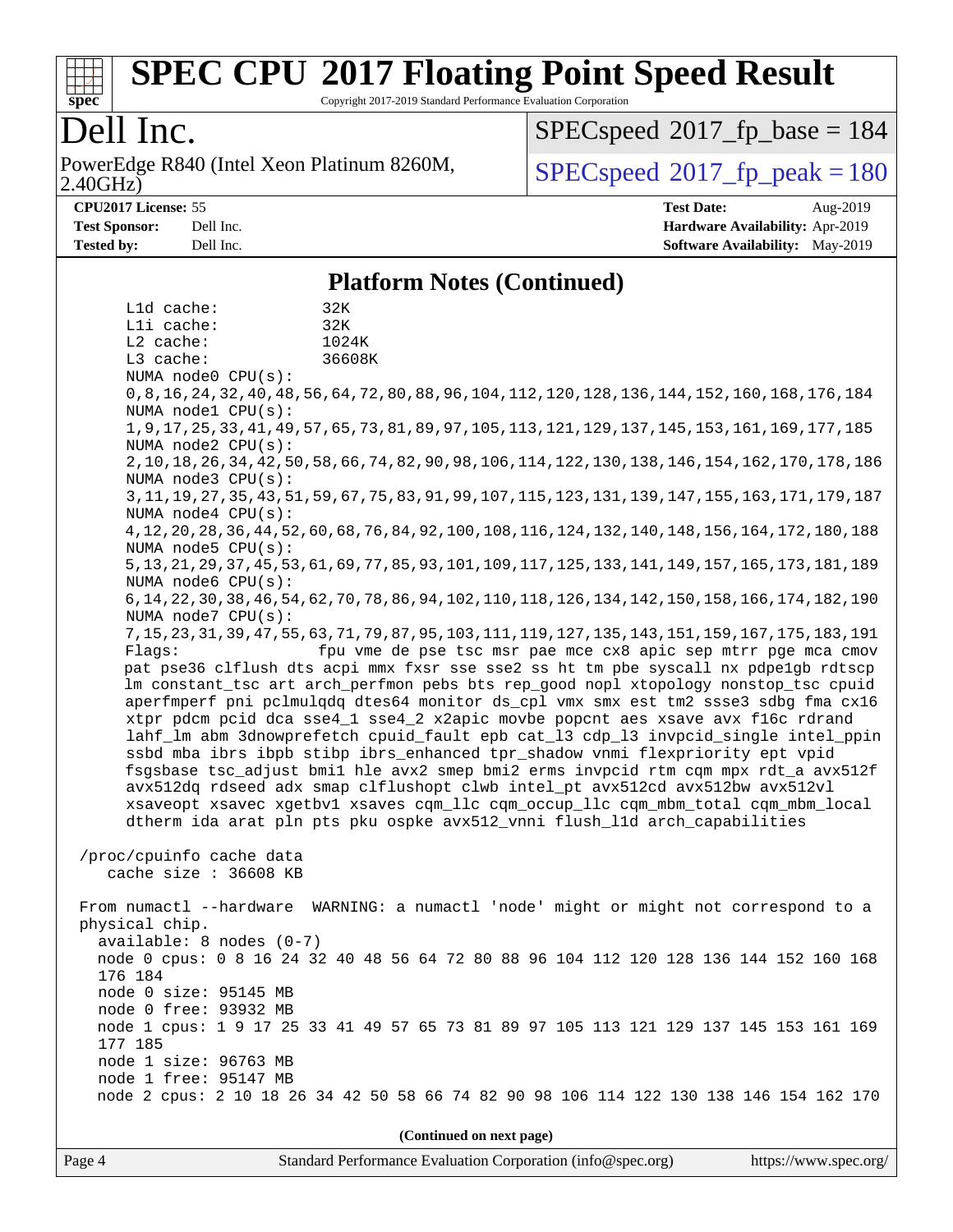## Platform Notes (Continued)

```
L1d cache:           32K
L1i cache:           32K
L2 cache:            1024K
L3 cache:            36608K
NUMA node0 CPU(s):
0,8,16,24,32,40,48,56,64,72,80,88,96,104,112,120,128,136,144,152,160,168,176,184
NUMA node1 CPU(s):
1,9,17,25,33,41,49,57,65,73,81,89,97,105,113,121,129,137,145,153,161,169,177,185
NUMA node2 CPU(s):
2,10,18,26,34,42,50,58,66,74,82,90,98,106,114,122,130,138,146,154,162,170,178,186
NUMA node3 CPU(s):
3,11,19,27,35,43,51,59,67,75,83,91,99,107,115,123,131,139,147,155,163,171,179,187
NUMA node4 CPU(s):
4,12,20,28,36,44,52,60,68,76,84,92,100,108,116,124,132,140,148,156,164,172,180,188
NUMA node5 CPU(s):
5,13,21,29,37,45,53,61,69,77,85,93,101,109,117,125,133,141,149,157,165,173,181,189
NUMA node6 CPU(s):
6,14,22,30,38,46,54,62,70,78,86,94,102,110,118,126,134,142,150,158,166,174,182,190
NUMA node7 CPU(s):
7,15,23,31,39,47,55,63,71,79,87,95,103,111,119,127,135,143,151,159,167,175,183,191
Flags:               fpu vme de pse tsc msr pae mce cx8 apic sep mtrr pge mca cmov
pat pse36 clflush dts acpi mmx fxsr sse sse2 ss ht tm pbe syscall nx pdpe1gb rdtscp
lm constant_tsc art arch_perfmon pebs bts rep_good nopl xtopology nonstop_tsc cpuid
aperfmperf pni pclmulqdq dtes64 monitor ds_cpl vmx smx est tm2 ssse3 sdbg fma cx16
xtpr pdcm pcid dca sse4_1 sse4_2 x2apic movbe popcnt aes xsave avx f16c rdrand
lahf_lm abm 3dnowprefetch cpuid_fault epb cat_l3 cdp_l3 invpcid_single intel_ppin
ssbd mba ibrs ibpb stibp ibrs_enhanced tpr_shadow vnmi flexpriority ept vpid
fsgsbase tsc_adjust bmi1 hle avx2 smep bmi2 erms invpcid rtm cqm mpx rdt_a avx512f
avx512dq rdseed adx smap clflushopt clwb intel_pt avx512cd avx512bw avx512vl
xsaveopt xsavec xgetbv1 xsaves cqm_llc cqm_occup_llc cqm_mbm_total cqm_mbm_local
dtherm ida arat pln pts pku ospke avx512_vnni flush_l1d arch_capabilities

/proc/cpuinfo cache data
   cache size : 36608 KB

From numactl --hardware  WARNING: a numactl 'node' might or might not correspond to a
physical chip.
  available: 8 nodes (0-7)
  node 0 cpus: 0 8 16 24 32 40 48 56 64 72 80 88 96 104 112 120 128 136 144 152 160 168
  176 184
  node 0 size: 95145 MB
  node 0 free: 93932 MB
  node 1 cpus: 1 9 17 25 33 41 49 57 65 73 81 89 97 105 113 121 129 137 145 153 161 169
  177 185
  node 1 size: 96763 MB
  node 1 free: 95147 MB
  node 2 cpus: 2 10 18 26 34 42 50 58 66 74 82 90 98 106 114 122 130 138 146 154 162 170
```

(Continued on next page)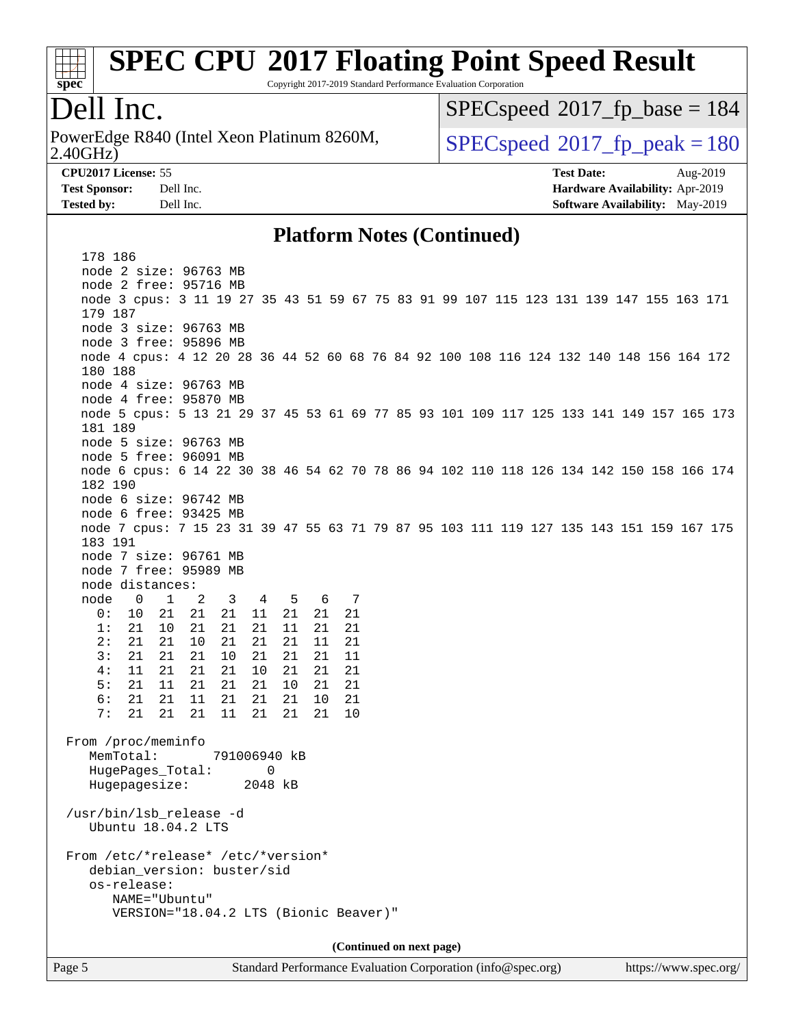## Platform Notes (Continued)

```
    178 186
    node 2 size: 96763 MB
    node 2 free: 95716 MB
    node 3 cpus: 3 11 19 27 35 43 51 59 67 75 83 91 99 107 115 123 131 139 147 155 163 171
    179 187
    node 3 size: 96763 MB
    node 3 free: 95896 MB
    node 4 cpus: 4 12 20 28 36 44 52 60 68 76 84 92 100 108 116 124 132 140 148 156 164 172
    180 188
    node 4 size: 96763 MB
    node 4 free: 95870 MB
    node 5 cpus: 5 13 21 29 37 45 53 61 69 77 85 93 101 109 117 125 133 141 149 157 165 173
    181 189
    node 5 size: 96763 MB
    node 5 free: 96091 MB
    node 6 cpus: 6 14 22 30 38 46 54 62 70 78 86 94 102 110 118 126 134 142 150 158 166 174
    182 190
    node 6 size: 96742 MB
    node 6 free: 93425 MB
    node 7 cpus: 7 15 23 31 39 47 55 63 71 79 87 95 103 111 119 127 135 143 151 159 167 175
    183 191
    node 7 size: 96761 MB
    node 7 free: 95989 MB
    node distances:
    node   0   1   2   3   4   5   6   7
      0:  10  21  21  21  11  21  21  21
      1:  21  10  21  21  21  11  21  21
      2:  21  21  10  21  21  21  11  21
      3:  21  21  21  10  21  21  21  11
      4:  11  21  21  21  10  21  21  21
      5:  21  11  21  21  21  10  21  21
      6:  21  21  11  21  21  21  10  21
      7:  21  21  21  11  21  21  21  10

 From /proc/meminfo
    MemTotal:       791006940 kB
    HugePages_Total:       0
    Hugepagesize:       2048 kB

 /usr/bin/lsb_release -d
    Ubuntu 18.04.2 LTS

 From /etc/*release* /etc/*version*
    debian_version: buster/sid
    os-release:
       NAME="Ubuntu"
       VERSION="18.04.2 LTS (Bionic Beaver)"
```

(Continued on next page)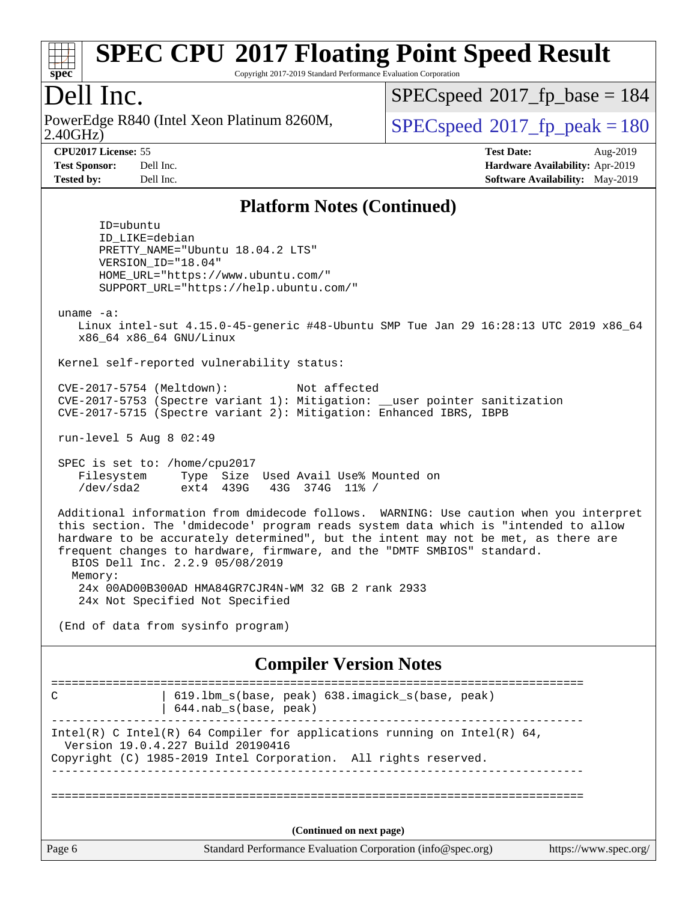## Platform Notes (Continued)

```
      ID=ubuntu
      ID_LIKE=debian
      PRETTY_NAME="Ubuntu 18.04.2 LTS"
      VERSION_ID="18.04"
      HOME_URL="https://www.ubuntu.com/"
      SUPPORT_URL="https://help.ubuntu.com/"

 uname -a:
    Linux intel-sut 4.15.0-45-generic #48-Ubuntu SMP Tue Jan 29 16:28:13 UTC 2019 x86_64
    x86_64 x86_64 GNU/Linux

 Kernel self-reported vulnerability status:

 CVE-2017-5754 (Meltdown):          Not affected
 CVE-2017-5753 (Spectre variant 1): Mitigation: __user pointer sanitization
 CVE-2017-5715 (Spectre variant 2): Mitigation: Enhanced IBRS, IBPB

 run-level 5 Aug 8 02:49

 SPEC is set to: /home/cpu2017
    Filesystem     Type  Size  Used Avail Use% Mounted on
    /dev/sda2      ext4  439G   43G  374G  11% /

 Additional information from dmidecode follows.  WARNING: Use caution when you interpret
 this section. The 'dmidecode' program reads system data which is "intended to allow
 hardware to be accurately determined", but the intent may not be met, as there are
 frequent changes to hardware, firmware, and the "DMTF SMBIOS" standard.
   BIOS Dell Inc. 2.2.9 05/08/2019
   Memory:
    24x 00AD00B300AD HMA84GR7CJR4N-WM 32 GB 2 rank 2933
    24x Not Specified Not Specified

 (End of data from sysinfo program)
```

## Compiler Version Notes

```
==============================================================================
C               | 619.lbm_s(base, peak) 638.imagick_s(base, peak)
                | 644.nab_s(base, peak)
------------------------------------------------------------------------------
Intel(R) C Intel(R) 64 Compiler for applications running on Intel(R) 64,
  Version 19.0.4.227 Build 20190416
Copyright (C) 1985-2019 Intel Corporation.  All rights reserved.
------------------------------------------------------------------------------

==============================================================================
```

**(Continued on next page)**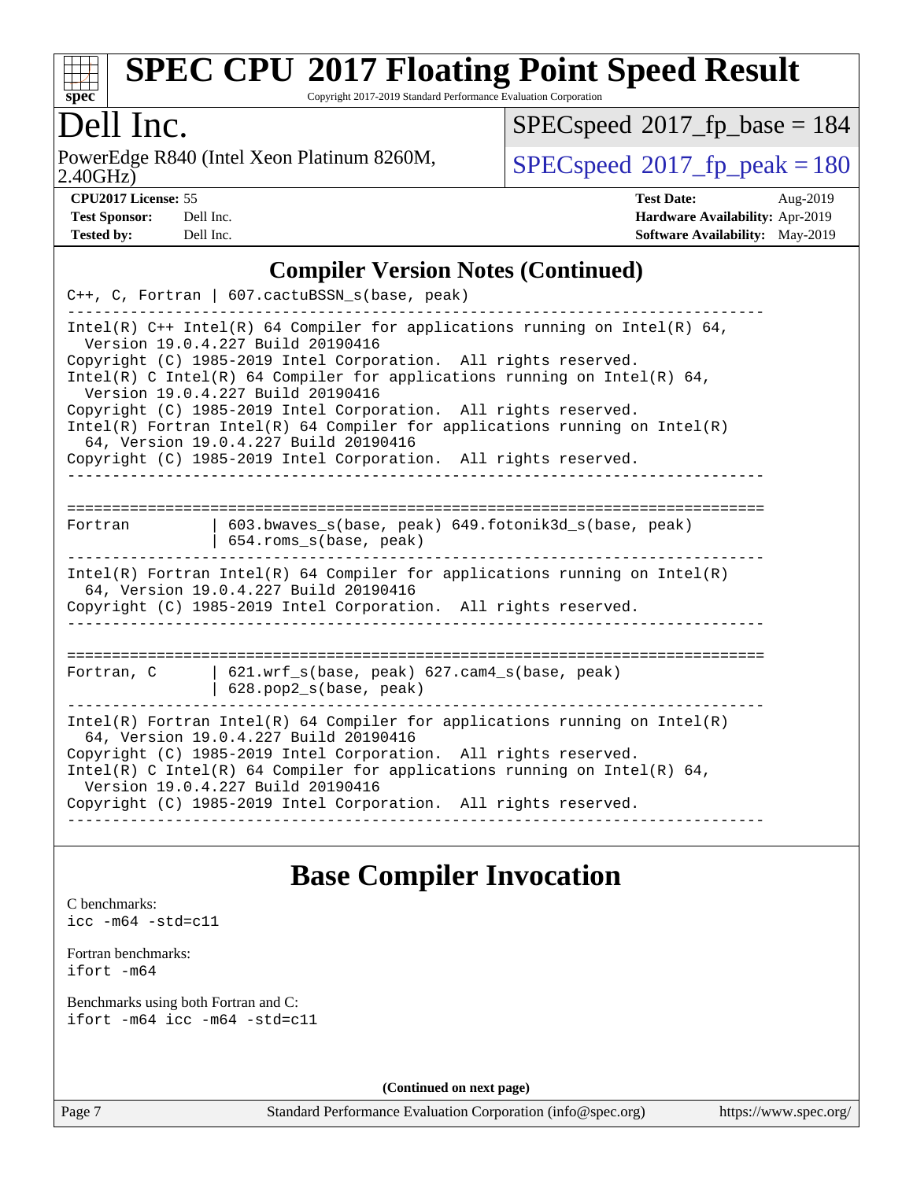## Compiler Version Notes (Continued)

```
C++, C, Fortran | 607.cactuBSSN_s(base, peak)
------------------------------------------------------------------------------
Intel(R) C++ Intel(R) 64 Compiler for applications running on Intel(R) 64,
  Version 19.0.4.227 Build 20190416
Copyright (C) 1985-2019 Intel Corporation.  All rights reserved.
Intel(R) C Intel(R) 64 Compiler for applications running on Intel(R) 64,
  Version 19.0.4.227 Build 20190416
Copyright (C) 1985-2019 Intel Corporation.  All rights reserved.
Intel(R) Fortran Intel(R) 64 Compiler for applications running on Intel(R)
  64, Version 19.0.4.227 Build 20190416
Copyright (C) 1985-2019 Intel Corporation.  All rights reserved.
------------------------------------------------------------------------------

==============================================================================
Fortran         | 603.bwaves_s(base, peak) 649.fotonik3d_s(base, peak)
                | 654.roms_s(base, peak)
------------------------------------------------------------------------------
Intel(R) Fortran Intel(R) 64 Compiler for applications running on Intel(R)
  64, Version 19.0.4.227 Build 20190416
Copyright (C) 1985-2019 Intel Corporation.  All rights reserved.
------------------------------------------------------------------------------

==============================================================================
Fortran, C      | 621.wrf_s(base, peak) 627.cam4_s(base, peak)
                | 628.pop2_s(base, peak)
------------------------------------------------------------------------------
Intel(R) Fortran Intel(R) 64 Compiler for applications running on Intel(R)
  64, Version 19.0.4.227 Build 20190416
Copyright (C) 1985-2019 Intel Corporation.  All rights reserved.
Intel(R) C Intel(R) 64 Compiler for applications running on Intel(R) 64,
  Version 19.0.4.227 Build 20190416
Copyright (C) 1985-2019 Intel Corporation.  All rights reserved.
------------------------------------------------------------------------------
```

## Base Compiler Invocation

C benchmarks:
`icc -m64 -std=c11`

Fortran benchmarks:
`ifort -m64`

Benchmarks using both Fortran and C:
`ifort -m64 icc -m64 -std=c11`

**(Continued on next page)**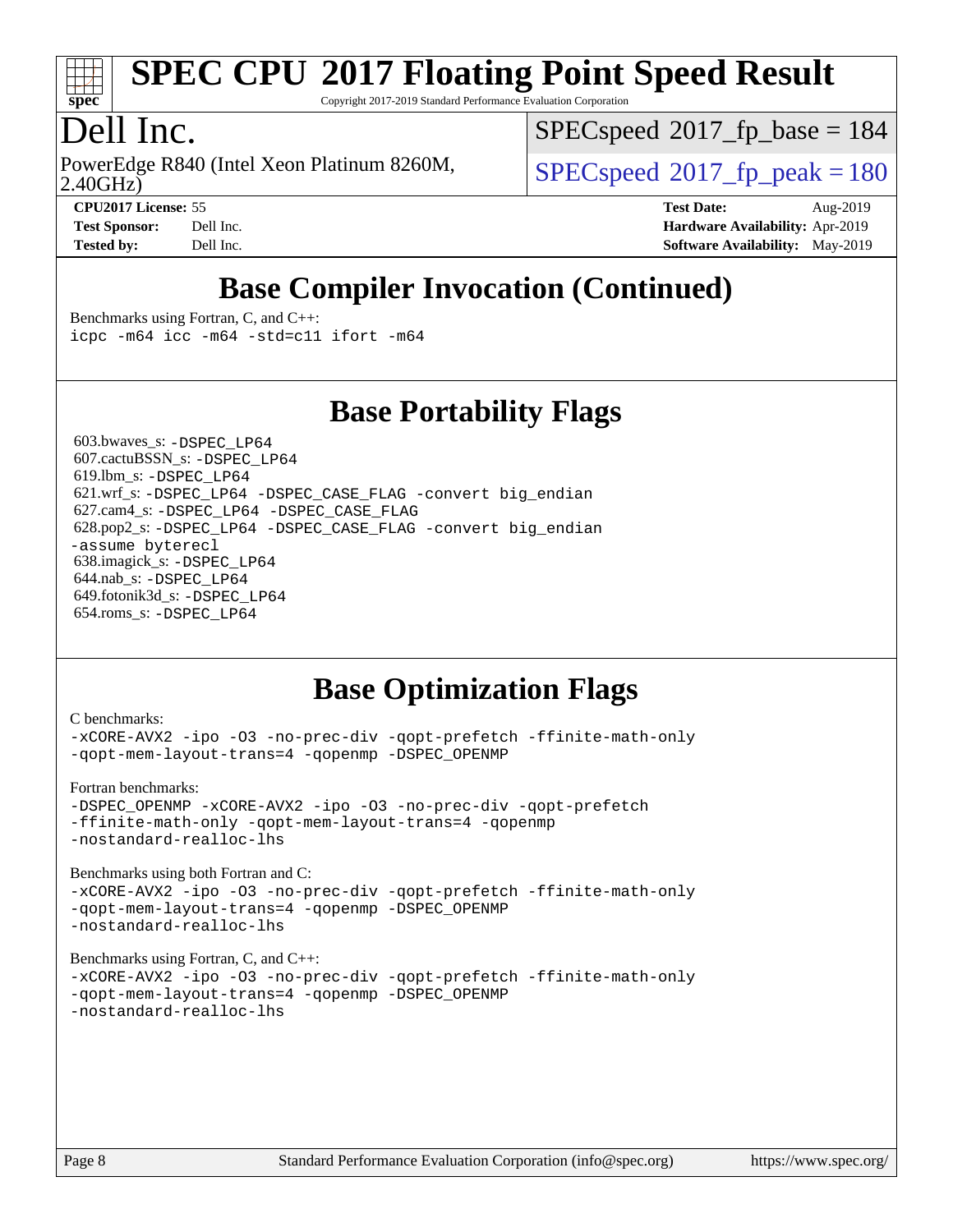# SPEC CPU 2017 Floating Point Speed Result

Copyright 2017-2019 Standard Performance Evaluation Corporation

# Dell Inc.

PowerEdge R840 (Intel Xeon Platinum 8260M, 2.40GHz)

SPECspeed 2017_fp_base = 184

SPECspeed 2017_fp_peak = 180

**CPU2017 License:** 55
**Test Sponsor:** Dell Inc.
**Tested by:** Dell Inc.

**Test Date:** Aug-2019
**Hardware Availability:** Apr-2019
**Software Availability:** May-2019

## Base Compiler Invocation (Continued)

Benchmarks using Fortran, C, and C++:

```
icpc -m64 icc -m64 -std=c11 ifort -m64
```

## Base Portability Flags

603.bwaves_s: `-DSPEC_LP64`
607.cactuBSSN_s: `-DSPEC_LP64`
619.lbm_s: `-DSPEC_LP64`
621.wrf_s: `-DSPEC_LP64 -DSPEC_CASE_FLAG -convert big_endian`
627.cam4_s: `-DSPEC_LP64 -DSPEC_CASE_FLAG`
628.pop2_s: `-DSPEC_LP64 -DSPEC_CASE_FLAG -convert big_endian -assume byterecl`
638.imagick_s: `-DSPEC_LP64`
644.nab_s: `-DSPEC_LP64`
649.fotonik3d_s: `-DSPEC_LP64`
654.roms_s: `-DSPEC_LP64`

## Base Optimization Flags

C benchmarks:

```
-xCORE-AVX2 -ipo -O3 -no-prec-div -qopt-prefetch -ffinite-math-only
-qopt-mem-layout-trans=4 -qopenmp -DSPEC_OPENMP
```

Fortran benchmarks:

```
-DSPEC_OPENMP -xCORE-AVX2 -ipo -O3 -no-prec-div -qopt-prefetch
-ffinite-math-only -qopt-mem-layout-trans=4 -qopenmp
-nostandard-realloc-lhs
```

Benchmarks using both Fortran and C:

```
-xCORE-AVX2 -ipo -O3 -no-prec-div -qopt-prefetch -ffinite-math-only
-qopt-mem-layout-trans=4 -qopenmp -DSPEC_OPENMP
-nostandard-realloc-lhs
```

Benchmarks using Fortran, C, and C++:

```
-xCORE-AVX2 -ipo -O3 -no-prec-div -qopt-prefetch -ffinite-math-only
-qopt-mem-layout-trans=4 -qopenmp -DSPEC_OPENMP
-nostandard-realloc-lhs
```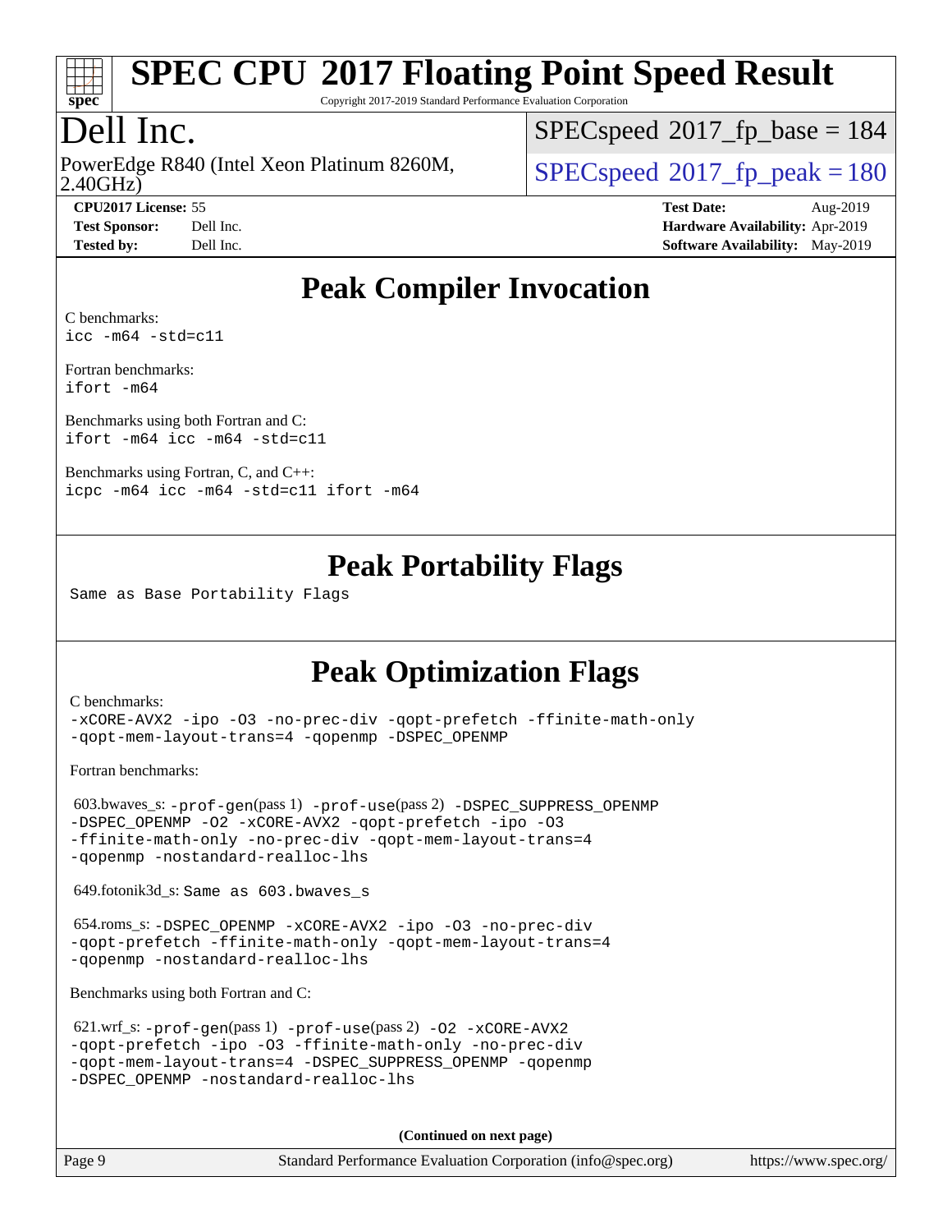# Peak Compiler Invocation

C benchmarks:
```
icc -m64 -std=c11
```

Fortran benchmarks:
```
ifort -m64
```

Benchmarks using both Fortran and C:
```
ifort -m64 icc -m64 -std=c11
```

Benchmarks using Fortran, C, and C++:
```
icpc -m64 icc -m64 -std=c11 ifort -m64
```

# Peak Portability Flags

Same as Base Portability Flags

# Peak Optimization Flags

C benchmarks:
```
-xCORE-AVX2 -ipo -O3 -no-prec-div -qopt-prefetch -ffinite-math-only
-qopt-mem-layout-trans=4 -qopenmp -DSPEC_OPENMP
```

Fortran benchmarks:

603.bwaves_s: -prof-gen(pass 1) -prof-use(pass 2) -DSPEC_SUPPRESS_OPENMP -DSPEC_OPENMP -O2 -xCORE-AVX2 -qopt-prefetch -ipo -O3 -ffinite-math-only -no-prec-div -qopt-mem-layout-trans=4 -qopenmp -nostandard-realloc-lhs

649.fotonik3d_s: Same as 603.bwaves_s

654.roms_s: -DSPEC_OPENMP -xCORE-AVX2 -ipo -O3 -no-prec-div -qopt-prefetch -ffinite-math-only -qopt-mem-layout-trans=4 -qopenmp -nostandard-realloc-lhs

Benchmarks using both Fortran and C:

621.wrf_s: -prof-gen(pass 1) -prof-use(pass 2) -O2 -xCORE-AVX2 -qopt-prefetch -ipo -O3 -ffinite-math-only -no-prec-div -qopt-mem-layout-trans=4 -DSPEC_SUPPRESS_OPENMP -qopenmp -DSPEC_OPENMP -nostandard-realloc-lhs

**(Continued on next page)**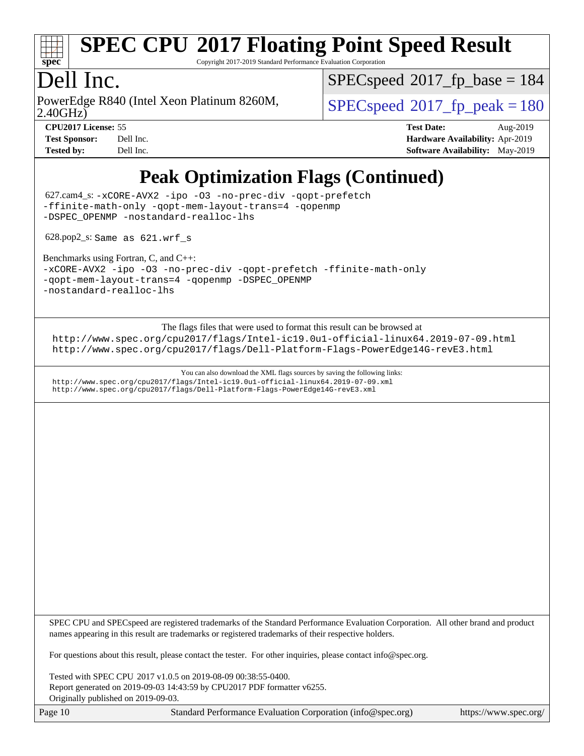# Peak Optimization Flags (Continued)

627.cam4_s: `-xCORE-AVX2 -ipo -O3 -no-prec-div -qopt-prefetch -ffinite-math-only -qopt-mem-layout-trans=4 -qopenmp -DSPEC_OPENMP -nostandard-realloc-lhs`

628.pop2_s: `Same as 621.wrf_s`

Benchmarks using Fortran, C, and C++:
`-xCORE-AVX2 -ipo -O3 -no-prec-div -qopt-prefetch -ffinite-math-only -qopt-mem-layout-trans=4 -qopenmp -DSPEC_OPENMP -nostandard-realloc-lhs`

The flags files that were used to format this result can be browsed at
http://www.spec.org/cpu2017/flags/Intel-ic19.0u1-official-linux64.2019-07-09.html
http://www.spec.org/cpu2017/flags/Dell-Platform-Flags-PowerEdge14G-revE3.html

You can also download the XML flags sources by saving the following links:
http://www.spec.org/cpu2017/flags/Intel-ic19.0u1-official-linux64.2019-07-09.xml
http://www.spec.org/cpu2017/flags/Dell-Platform-Flags-PowerEdge14G-revE3.xml

SPEC CPU and SPECspeed are registered trademarks of the Standard Performance Evaluation Corporation. All other brand and product names appearing in this result are trademarks or registered trademarks of their respective holders.

For questions about this result, please contact the tester. For other inquiries, please contact info@spec.org.

Tested with SPEC CPU 2017 v1.0.5 on 2019-08-09 00:38:55-0400.
Report generated on 2019-09-03 14:43:59 by CPU2017 PDF formatter v6255.
Originally published on 2019-09-03.